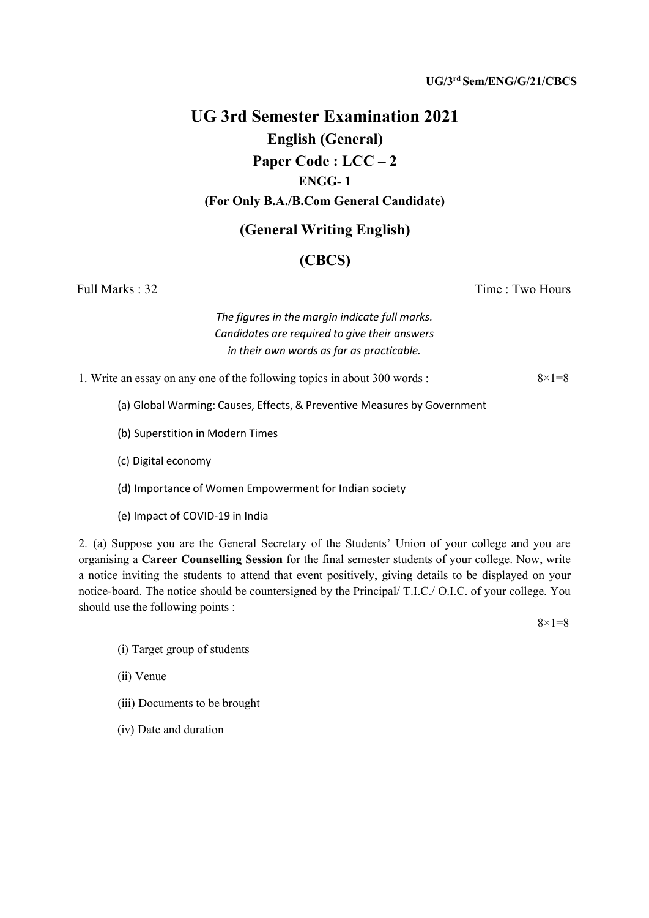UG/3rd Sem/ENG/G/21/CBCS

# UG 3rd Semester Examination 2021

## English (General)

## Paper Code : LCC – 2

### ENGG- 1

### (For Only B.A./B.Com General Candidate)

## (General Writing English)

## (CBCS)

Full Marks : 32 Time : Two Hours

*The figures in the margin indicate full marks.*
*Candidates are required to give their answers*
*in their own words as far as practicable.*

1. Write an essay on any one of the following topics in about 300 words : 8×1=8

   (a) Global Warming: Causes, Effects, & Preventive Measures by Government

   (b) Superstition in Modern Times

   (c) Digital economy

   (d) Importance of Women Empowerment for Indian society

   (e) Impact of COVID-19 in India

2. (a) Suppose you are the General Secretary of the Students' Union of your college and you are organising a **Career Counselling Session** for the final semester students of your college. Now, write a notice inviting the students to attend that event positively, giving details to be displayed on your notice-board. The notice should be countersigned by the Principal/ T.I.C./ O.I.C. of your college. You should use the following points :

   8×1=8

   (i) Target group of students

   (ii) Venue

   (iii) Documents to be brought

   (iv) Date and duration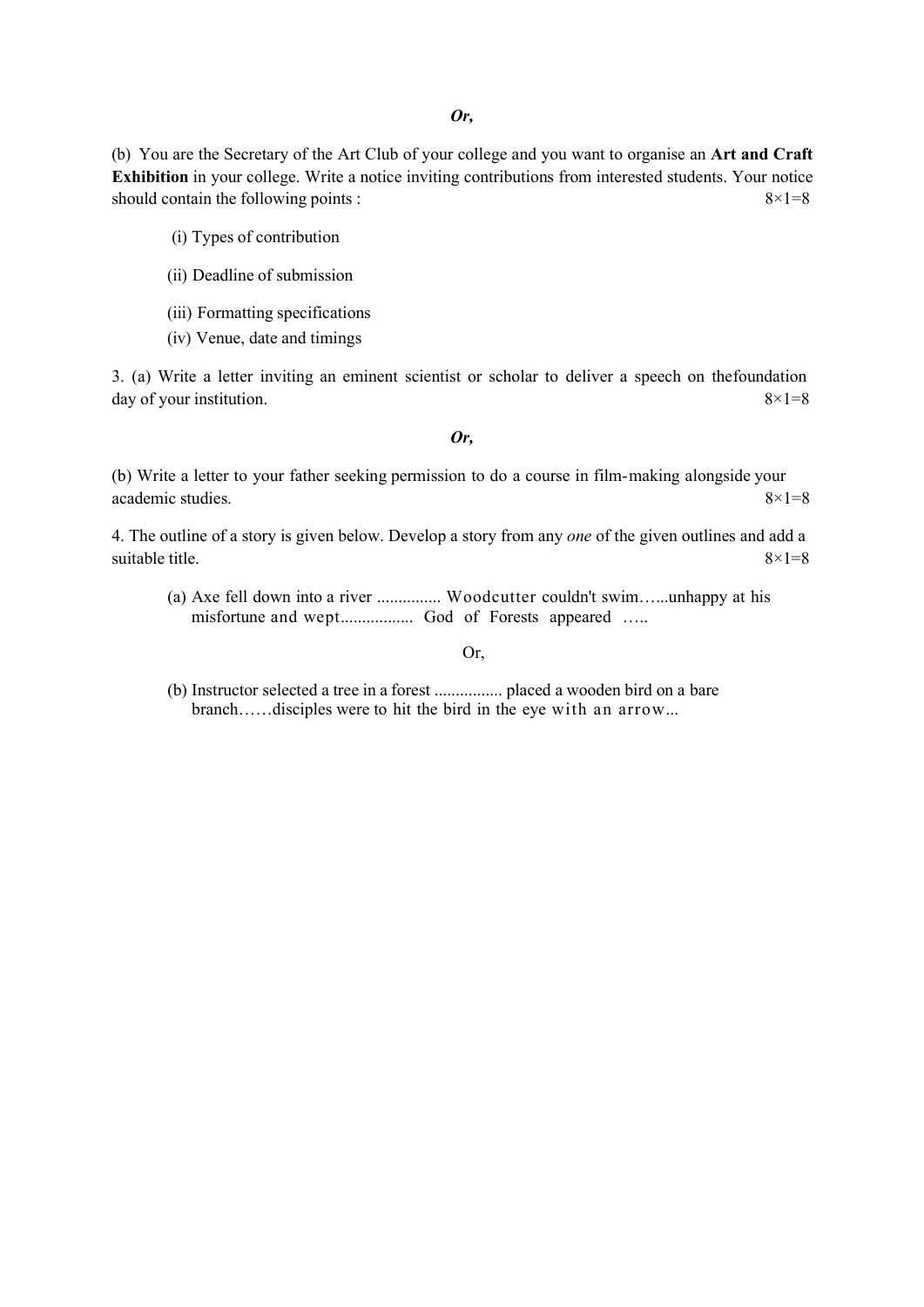*Or,*

(b) You are the Secretary of the Art Club of your college and you want to organise an **Art and Craft Exhibition** in your college. Write a notice inviting contributions from interested students. Your notice should contain the following points : 8×1=8

(i) Types of contribution

(ii) Deadline of submission

(iii) Formatting specifications

(iv) Venue, date and timings

3. (a) Write a letter inviting an eminent scientist or scholar to deliver a speech on thefoundation day of your institution. 8×1=8

*Or,*

(b) Write a letter to your father seeking permission to do a course in film-making alongside your academic studies. 8×1=8

4. The outline of a story is given below. Develop a story from any *one* of the given outlines and add a suitable title. 8×1=8

(a) Axe fell down into a river ............... Woodcutter couldn't swim…...unhappy at his misfortune and wept................. God of Forests appeared …..

Or,

(b) Instructor selected a tree in a forest ................ placed a wooden bird on a bare branch……disciples were to hit the bird in the eye with an arrow...